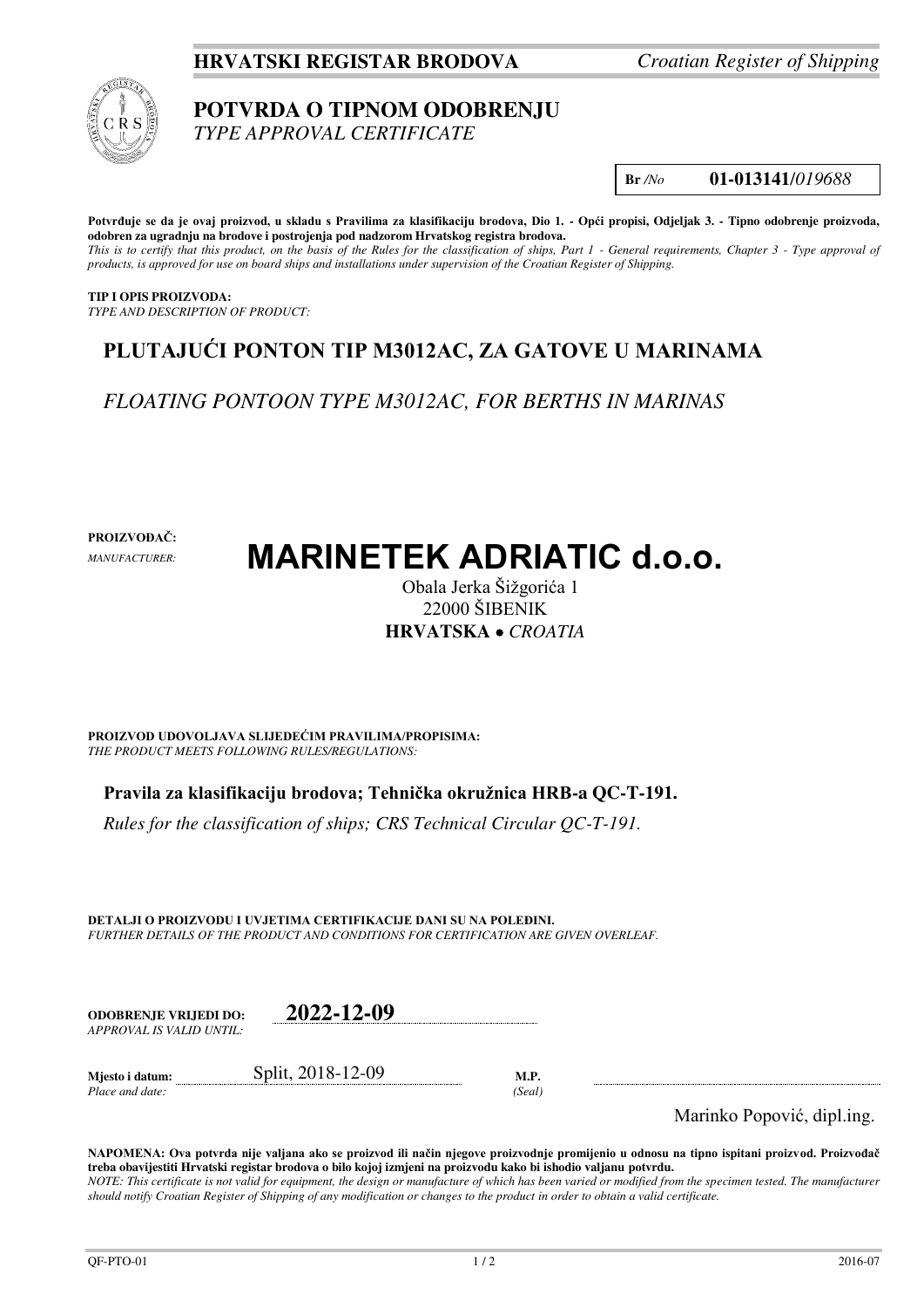**HRVATSKI REGISTAR BRODOVA** *Croatian Register of Shipping*

# POTVRDA O TIPNOM ODOBRENJU
*TYPE APPROVAL CERTIFICATE*

**Br** */No* **01-013141**/*019688*

**Potvrđuje se da je ovaj proizvod, u skladu s Pravilima za klasifikaciju brodova, Dio 1. - Opći propisi, Odjeljak 3. - Tipno odobrenje proizvoda, odobren za ugradnju na brodove i postrojenja pod nadzorom Hrvatskog registra brodova.**
*This is to certify that this product, on the basis of the Rules for the classification of ships, Part 1 - General requirements, Chapter 3 - Type approval of products, is approved for use on board ships and installations under supervision of the Croatian Register of Shipping.*

**TIP I OPIS PROIZVODA:**
*TYPE AND DESCRIPTION OF PRODUCT:*

## PLUTAJUĆI PONTON TIP M3012AC, ZA GATOVE U MARINAMA

*FLOATING PONTOON TYPE M3012AC, FOR BERTHS IN MARINAS*

**PROIZVOĐAČ:**
*MANUFACTURER:*

# MARINETEK ADRIATIC d.o.o.

Obala Jerka Šižgorića 1
22000 ŠIBENIK
**HRVATSKA** • *CROATIA*

**PROIZVOD UDOVOLJAVA SLIJEDEĆIM PRAVILIMA/PROPISIMA:**
*THE PRODUCT MEETS FOLLOWING RULES/REGULATIONS:*

**Pravila za klasifikaciju brodova; Tehnička okružnica HRB-a QC-T-191.**

*Rules for the classification of ships; CRS Technical Circular QC-T-191.*

**DETALJI O PROIZVODU I UVJETIMA CERTIFIKACIJE DANI SU NA POLEĐINI.**
*FURTHER DETAILS OF THE PRODUCT AND CONDITIONS FOR CERTIFICATION ARE GIVEN OVERLEAF.*

**ODOBRENJE VRIJEDI DO:** **2022-12-09**
*APPROVAL IS VALID UNTIL:*

**Mjesto i datum:** Split, 2018-12-09 **M.P.**
*Place and date:* *(Seal)*

Marinko Popović, dipl.ing.

**NAPOMENA: Ova potvrda nije valjana ako se proizvod ili način njegove proizvodnje promijenio u odnosu na tipno ispitani proizvod. Proizvođač treba obavijestiti Hrvatski registar brodova o bilo kojoj izmjeni na proizvodu kako bi ishodio valjanu potvrdu.**
*NOTE: This certificate is not valid for equipment, the design or manufacture of which has been varied or modified from the specimen tested. The manufacturer should notify Croatian Register of Shipping of any modification or changes to the product in order to obtain a valid certificate.*

QF-PTO-01 2016-07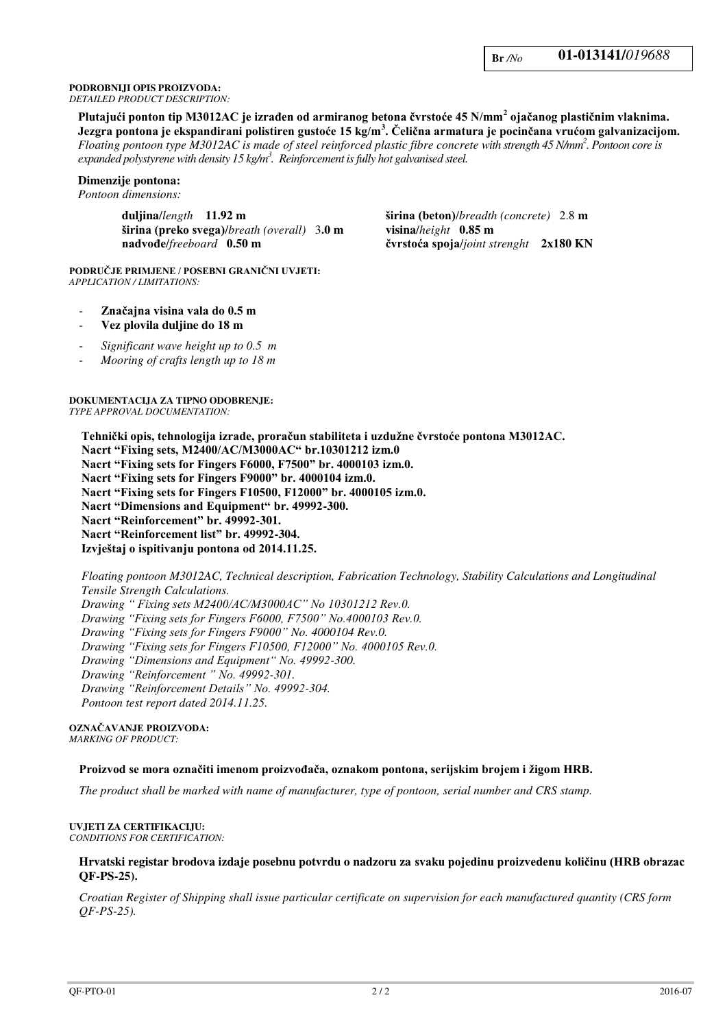| **Br** */No* | **01-013141/***019688* |
|---|---|

**PODROBNIJI OPIS PROIZVODA:**
*DETAILED PRODUCT DESCRIPTION:*

**Plutajući ponton tip M3012AC je izrađen od armiranog betona čvrstoće 45 N/mm$^2$ ojačanog plastičnim vlaknima. Jezgra pontona je ekspandirani polistiren gustoće 15 kg/m$^3$. Čelična armatura je pocinčana vrućom galvanizacijom.**
*Floating pontoon type M3012AC is made of steel reinforced plastic fibre concrete with strength 45 N/mm$^2$. Pontoon core is expanded polystyrene with density 15 kg/m$^3$. Reinforcement is fully hot galvanised steel.*

**Dimenzije pontona:**
*Pontoon dimensions:*

| | |
|---|---|
| **duljina/***length* **11.92 m** | **širina (beton)/***breadth (concrete)* 2.8 **m** |
| **širina (preko svega)/***breath (overall)* 3**.0 m** | **visina/***height* **0.85 m** |
| **nadvođe/***freeboard* **0.50 m** | **čvrstoća spoja/***joint strenght* **2x180 KN** |

**PODRUČJE PRIMJENE / POSEBNI GRANIČNI UVJETI:**
*APPLICATION / LIMITATIONS:*

- **Značajna visina vala do 0.5 m**
- **Vez plovila duljine do 18 m**

- *Significant wave height up to 0.5 m*
- *Mooring of crafts length up to 18 m*

**DOKUMENTACIJA ZA TIPNO ODOBRENJE:**
*TYPE APPROVAL DOCUMENTATION:*

**Tehnički opis, tehnologija izrade, proračun stabiliteta i uzdužne čvrstoće pontona M3012AC.**
**Nacrt "Fixing sets, M2400/AC/M3000AC" br.10301212 izm.0**
**Nacrt "Fixing sets for Fingers F6000, F7500" br. 4000103 izm.0.**
**Nacrt "Fixing sets for Fingers F9000" br. 4000104 izm.0.**
**Nacrt "Fixing sets for Fingers F10500, F12000" br. 4000105 izm.0.**
**Nacrt "Dimensions and Equipment" br. 49992-300.**
**Nacrt "Reinforcement" br. 49992-301.**
**Nacrt "Reinforcement list" br. 49992-304.**
**Izvještaj o ispitivanju pontona od 2014.11.25.**

*Floating pontoon M3012AC, Technical description, Fabrication Technology, Stability Calculations and Longitudinal Tensile Strength Calculations.*
*Drawing " Fixing sets M2400/AC/M3000AC" No 10301212 Rev.0.*
*Drawing "Fixing sets for Fingers F6000, F7500" No.4000103 Rev.0.*
*Drawing "Fixing sets for Fingers F9000" No. 4000104 Rev.0.*
*Drawing "Fixing sets for Fingers F10500, F12000" No. 4000105 Rev.0.*
*Drawing "Dimensions and Equipment" No. 49992-300.*
*Drawing "Reinforcement " No. 49992-301.*
*Drawing "Reinforcement Details" No. 49992-304.*
*Pontoon test report dated 2014.11.25.*

**OZNAČAVANJE PROIZVODA:**
*MARKING OF PRODUCT:*

**Proizvod se mora označiti imenom proizvođača, oznakom pontona, serijskim brojem i žigom HRB.**

*The product shall be marked with name of manufacturer, type of pontoon, serial number and CRS stamp.*

**UVJETI ZA CERTIFIKACIJU:**
*CONDITIONS FOR CERTIFICATION:*

**Hrvatski registar brodova izdaje posebnu potvrdu o nadzoru za svaku pojedinu proizvedenu količinu (HRB obrazac QF-PS-25).**

*Croatian Register of Shipping shall issue particular certificate on supervision for each manufactured quantity (CRS form QF-PS-25).*